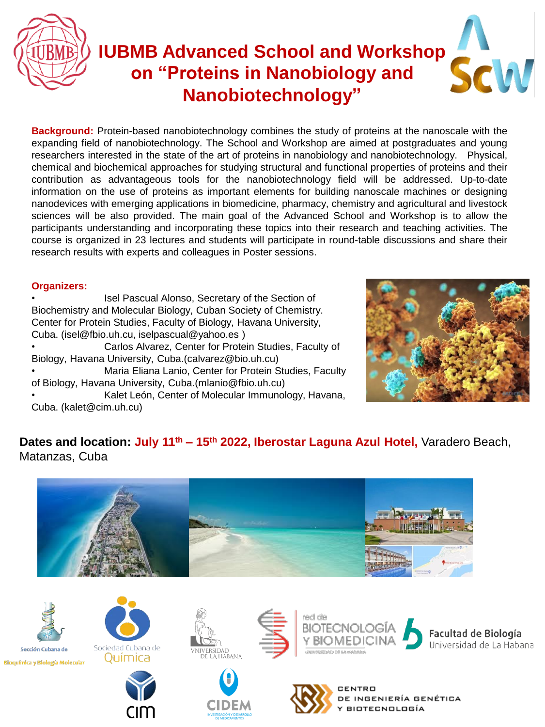# IUBMB Advanced School and Workshop on "Proteins in Nanobiology and Nanobiotechnology"

**Background:** Protein-based nanobiotechnology combines the study of proteins at the nanoscale with the expanding field of nanobiotechnology. The School and Workshop are aimed at postgraduates and young researchers interested in the state of the art of proteins in nanobiology and nanobiotechnology. Physical, chemical and biochemical approaches for studying structural and functional properties of proteins and their contribution as advantageous tools for the nanobiotechnology field will be addressed. Up-to-date information on the use of proteins as important elements for building nanoscale machines or designing nanodevices with emerging applications in biomedicine, pharmacy, chemistry and agricultural and livestock sciences will be also provided. The main goal of the Advanced School and Workshop is to allow the participants understanding and incorporating these topics into their research and teaching activities. The course is organized in 23 lectures and students will participate in round-table discussions and share their research results with experts and colleagues in Poster sessions.

**Organizers:**

- Isel Pascual Alonso, Secretary of the Section of Biochemistry and Molecular Biology, Cuban Society of Chemistry. Center for Protein Studies, Faculty of Biology, Havana University, Cuba. (isel@fbio.uh.cu, iselpascual@yahoo.es )
- Carlos Alvarez, Center for Protein Studies, Faculty of Biology, Havana University, Cuba.(calvarez@bio.uh.cu)
- Maria Eliana Lanio, Center for Protein Studies, Faculty of Biology, Havana University, Cuba.(mlanio@fbio.uh.cu)
- Kalet León, Center of Molecular Immunology, Havana, Cuba. (kalet@cim.uh.cu)

**Dates and location: July 11th – 15th 2022, Iberostar Laguna Azul Hotel,** Varadero Beach, Matanzas, Cuba

Sección Cubana de Bioquímica y Biología Molecular

Sociedad Cubana de Química

Universidad de La Habana

red de Biotecnología y Biomedicina, Universidad de La Habana

Facultad de Biología, Universidad de La Habana

cim

CIDEM Investigación y Desarrollo de Medicamentos

Centro de Ingeniería Genética y Biotecnología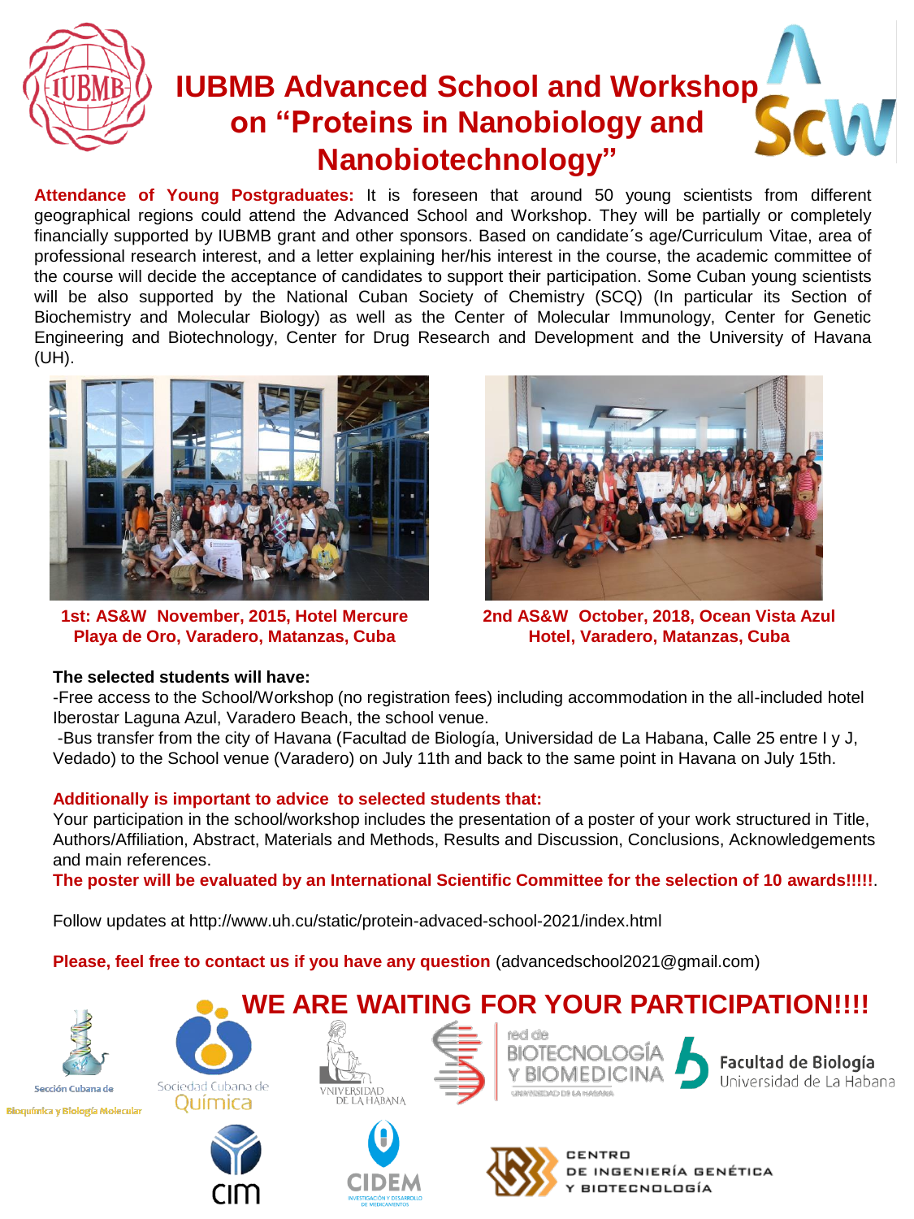# IUBMB Advanced School and Workshop on "Proteins in Nanobiology and Nanobiotechnology"

**Attendance of Young Postgraduates:** It is foreseen that around 50 young scientists from different geographical regions could attend the Advanced School and Workshop. They will be partially or completely financially supported by IUBMB grant and other sponsors. Based on candidate´s age/Curriculum Vitae, area of professional research interest, and a letter explaining her/his interest in the course, the academic committee of the course will decide the acceptance of candidates to support their participation. Some Cuban young scientists will be also supported by the National Cuban Society of Chemistry (SCQ) (In particular its Section of Biochemistry and Molecular Biology) as well as the Center of Molecular Immunology, Center for Genetic Engineering and Biotechnology, Center for Drug Research and Development and the University of Havana (UH).

**1st: AS&W November, 2015, Hotel Mercure Playa de Oro, Varadero, Matanzas, Cuba**

**2nd AS&W October, 2018, Ocean Vista Azul Hotel, Varadero, Matanzas, Cuba**

**The selected students will have:**

-Free access to the School/Workshop (no registration fees) including accommodation in the all-included hotel Iberostar Laguna Azul, Varadero Beach, the school venue.

-Bus transfer from the city of Havana (Facultad de Biología, Universidad de La Habana, Calle 25 entre I y J, Vedado) to the School venue (Varadero) on July 11th and back to the same point in Havana on July 15th.

**Additionally is important to advice to selected students that:**

Your participation in the school/workshop includes the presentation of a poster of your work structured in Title, Authors/Affiliation, Abstract, Materials and Methods, Results and Discussion, Conclusions, Acknowledgements and main references.

**The poster will be evaluated by an International Scientific Committee for the selection of 10 awards!!!!!**.

Follow updates at http://www.uh.cu/static/protein-advaced-school-2021/index.html

**Please, feel free to contact us if you have any question** (advancedschool2021@gmail.com)

## WE ARE WAITING FOR YOUR PARTICIPATION!!!!

Sección Cubana de Bioquímica y Biología Molecular

Sociedad Cubana de Química

Universidad de La Habana

red de Biotecnología y Biomedicina

Facultad de Biología Universidad de La Habana

cim

CIDEM

Centro de Ingeniería Genética y Biotecnología